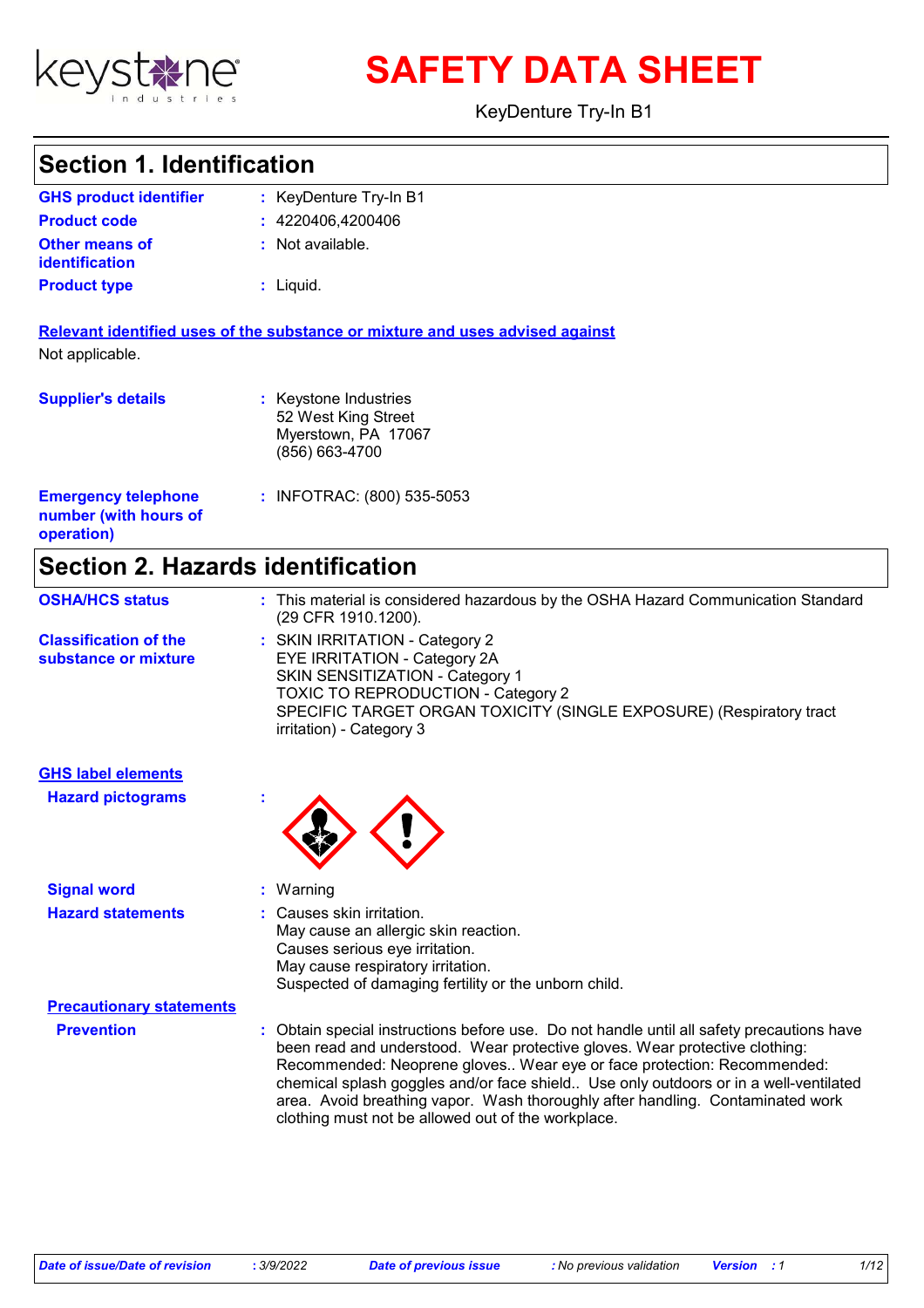# SAFETY DATA SHEET

KeyDenture Try-In B1

## Section 1. Identification

**GHS product identifier** : KeyDenture Try-In B1

**Product code** : 4220406,4200406

**Other means of identification** : Not available.

**Product type** : Liquid.

**Relevant identified uses of the substance or mixture and uses advised against**

Not applicable.

**Supplier's details** : Keystone Industries
52 West King Street
Myerstown, PA 17067
(856) 663-4700

**Emergency telephone number (with hours of operation)** : INFOTRAC: (800) 535-5053

## Section 2. Hazards identification

**OSHA/HCS status** : This material is considered hazardous by the OSHA Hazard Communication Standard (29 CFR 1910.1200).

**Classification of the substance or mixture** : SKIN IRRITATION - Category 2
EYE IRRITATION - Category 2A
SKIN SENSITIZATION - Category 1
TOXIC TO REPRODUCTION - Category 2
SPECIFIC TARGET ORGAN TOXICITY (SINGLE EXPOSURE) (Respiratory tract irritation) - Category 3

**GHS label elements**

**Hazard pictograms** :

**Signal word** : Warning

**Hazard statements** : Causes skin irritation.
May cause an allergic skin reaction.
Causes serious eye irritation.
May cause respiratory irritation.
Suspected of damaging fertility or the unborn child.

**Precautionary statements**

**Prevention** : Obtain special instructions before use. Do not handle until all safety precautions have been read and understood. Wear protective gloves. Wear protective clothing: Recommended: Neoprene gloves.. Wear eye or face protection: Recommended: chemical splash goggles and/or face shield.. Use only outdoors or in a well-ventilated area. Avoid breathing vapor. Wash thoroughly after handling. Contaminated work clothing must not be allowed out of the workplace.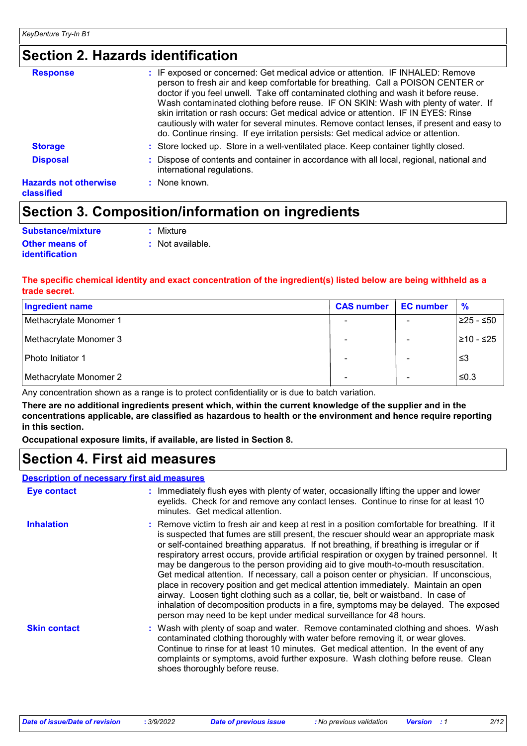## Section 2. Hazards identification

**Response** : IF exposed or concerned: Get medical advice or attention. IF INHALED: Remove person to fresh air and keep comfortable for breathing. Call a POISON CENTER or doctor if you feel unwell. Take off contaminated clothing and wash it before reuse. Wash contaminated clothing before reuse. IF ON SKIN: Wash with plenty of water. If skin irritation or rash occurs: Get medical advice or attention. IF IN EYES: Rinse cautiously with water for several minutes. Remove contact lenses, if present and easy to do. Continue rinsing. If eye irritation persists: Get medical advice or attention.

**Storage** : Store locked up. Store in a well-ventilated place. Keep container tightly closed.

**Disposal** : Dispose of contents and container in accordance with all local, regional, national and international regulations.

**Hazards not otherwise classified** : None known.

## Section 3. Composition/information on ingredients

**Substance/mixture** : Mixture

**Other means of identification** : Not available.

**The specific chemical identity and exact concentration of the ingredient(s) listed below are being withheld as a trade secret.**

| Ingredient name | CAS number | EC number | % |
|---|---|---|---|
| Methacrylate Monomer 1 | - | - | ≥25 - ≤50 |
| Methacrylate Monomer 3 | - | - | ≥10 - ≤25 |
| Photo Initiator 1 | - | - | ≤3 |
| Methacrylate Monomer 2 | - | - | ≤0.3 |

Any concentration shown as a range is to protect confidentiality or is due to batch variation.

**There are no additional ingredients present which, within the current knowledge of the supplier and in the concentrations applicable, are classified as hazardous to health or the environment and hence require reporting in this section.**

**Occupational exposure limits, if available, are listed in Section 8.**

## Section 4. First aid measures

### Description of necessary first aid measures

**Eye contact** : Immediately flush eyes with plenty of water, occasionally lifting the upper and lower eyelids. Check for and remove any contact lenses. Continue to rinse for at least 10 minutes. Get medical attention.

**Inhalation** : Remove victim to fresh air and keep at rest in a position comfortable for breathing. If it is suspected that fumes are still present, the rescuer should wear an appropriate mask or self-contained breathing apparatus. If not breathing, if breathing is irregular or if respiratory arrest occurs, provide artificial respiration or oxygen by trained personnel. It may be dangerous to the person providing aid to give mouth-to-mouth resuscitation. Get medical attention. If necessary, call a poison center or physician. If unconscious, place in recovery position and get medical attention immediately. Maintain an open airway. Loosen tight clothing such as a collar, tie, belt or waistband. In case of inhalation of decomposition products in a fire, symptoms may be delayed. The exposed person may need to be kept under medical surveillance for 48 hours.

**Skin contact** : Wash with plenty of soap and water. Remove contaminated clothing and shoes. Wash contaminated clothing thoroughly with water before removing it, or wear gloves. Continue to rinse for at least 10 minutes. Get medical attention. In the event of any complaints or symptoms, avoid further exposure. Wash clothing before reuse. Clean shoes thoroughly before reuse.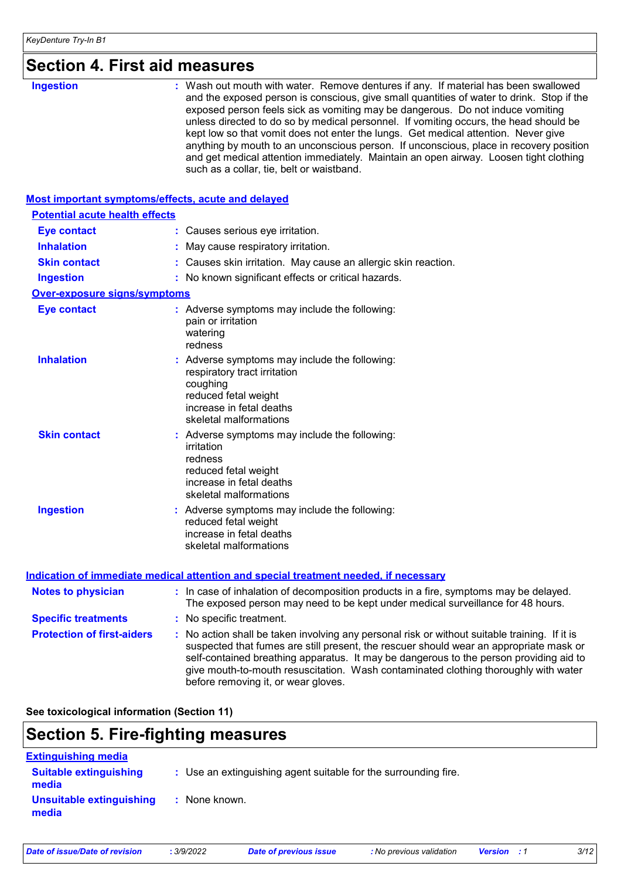# Section 4. First aid measures

**Ingestion** : Wash out mouth with water. Remove dentures if any. If material has been swallowed and the exposed person is conscious, give small quantities of water to drink. Stop if the exposed person feels sick as vomiting may be dangerous. Do not induce vomiting unless directed to do so by medical personnel. If vomiting occurs, the head should be kept low so that vomit does not enter the lungs. Get medical attention. Never give anything by mouth to an unconscious person. If unconscious, place in recovery position and get medical attention immediately. Maintain an open airway. Loosen tight clothing such as a collar, tie, belt or waistband.

## Most important symptoms/effects, acute and delayed

### Potential acute health effects

**Eye contact** : Causes serious eye irritation.

**Inhalation** : May cause respiratory irritation.

**Skin contact** : Causes skin irritation. May cause an allergic skin reaction.

**Ingestion** : No known significant effects or critical hazards.

### Over-exposure signs/symptoms

**Eye contact** : Adverse symptoms may include the following:
pain or irritation
watering
redness

**Inhalation** : Adverse symptoms may include the following:
respiratory tract irritation
coughing
reduced fetal weight
increase in fetal deaths
skeletal malformations

**Skin contact** : Adverse symptoms may include the following:
irritation
redness
reduced fetal weight
increase in fetal deaths
skeletal malformations

**Ingestion** : Adverse symptoms may include the following:
reduced fetal weight
increase in fetal deaths
skeletal malformations

## Indication of immediate medical attention and special treatment needed, if necessary

**Notes to physician** : In case of inhalation of decomposition products in a fire, symptoms may be delayed. The exposed person may need to be kept under medical surveillance for 48 hours.

**Specific treatments** : No specific treatment.

**Protection of first-aiders** : No action shall be taken involving any personal risk or without suitable training. If it is suspected that fumes are still present, the rescuer should wear an appropriate mask or self-contained breathing apparatus. It may be dangerous to the person providing aid to give mouth-to-mouth resuscitation. Wash contaminated clothing thoroughly with water before removing it, or wear gloves.

**See toxicological information (Section 11)**

# Section 5. Fire-fighting measures

## Extinguishing media

**Suitable extinguishing media** : Use an extinguishing agent suitable for the surrounding fire.

**Unsuitable extinguishing media** : None known.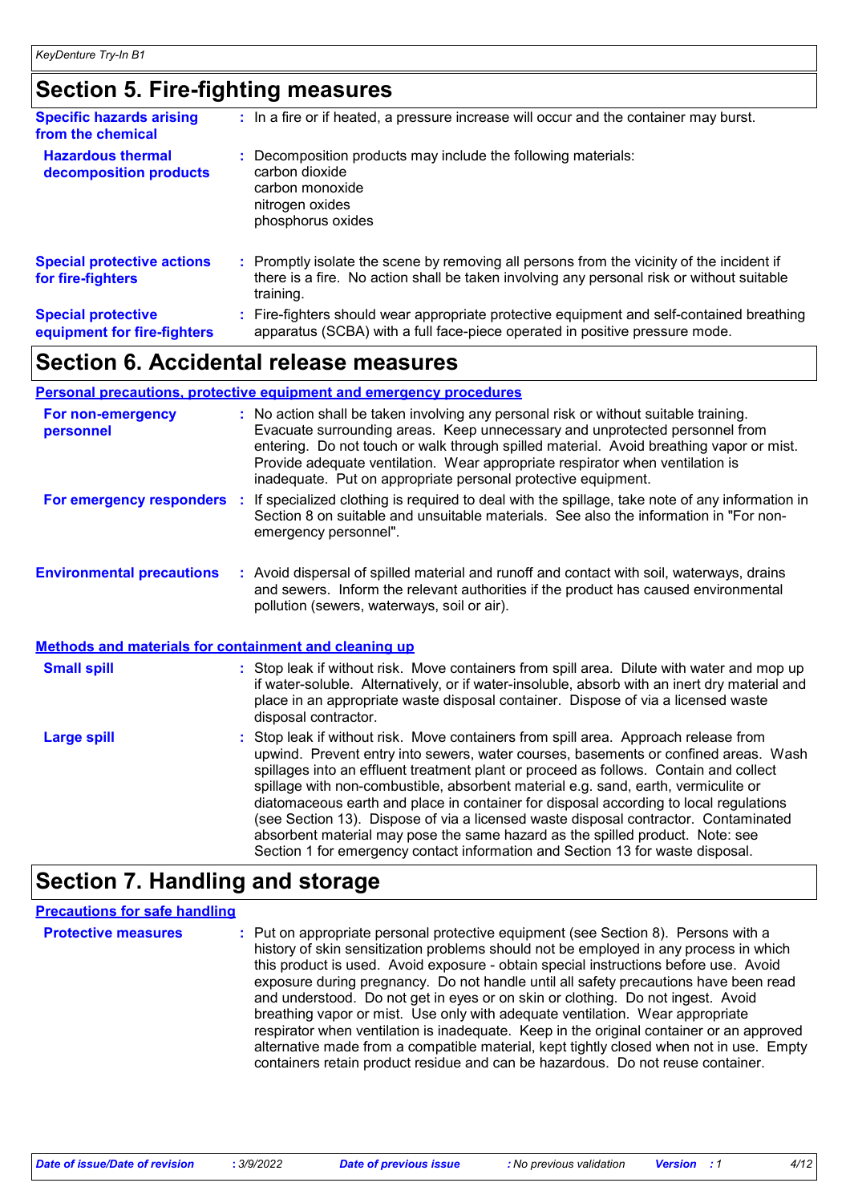## Section 5. Fire-fighting measures

**Specific hazards arising from the chemical** : In a fire or if heated, a pressure increase will occur and the container may burst.

**Hazardous thermal decomposition products** : Decomposition products may include the following materials:
carbon dioxide
carbon monoxide
nitrogen oxides
phosphorus oxides

**Special protective actions for fire-fighters** : Promptly isolate the scene by removing all persons from the vicinity of the incident if there is a fire. No action shall be taken involving any personal risk or without suitable training.

**Special protective equipment for fire-fighters** : Fire-fighters should wear appropriate protective equipment and self-contained breathing apparatus (SCBA) with a full face-piece operated in positive pressure mode.

## Section 6. Accidental release measures

### Personal precautions, protective equipment and emergency procedures

**For non-emergency personnel** : No action shall be taken involving any personal risk or without suitable training. Evacuate surrounding areas. Keep unnecessary and unprotected personnel from entering. Do not touch or walk through spilled material. Avoid breathing vapor or mist. Provide adequate ventilation. Wear appropriate respirator when ventilation is inadequate. Put on appropriate personal protective equipment.

**For emergency responders** : If specialized clothing is required to deal with the spillage, take note of any information in Section 8 on suitable and unsuitable materials. See also the information in "For non-emergency personnel".

**Environmental precautions** : Avoid dispersal of spilled material and runoff and contact with soil, waterways, drains and sewers. Inform the relevant authorities if the product has caused environmental pollution (sewers, waterways, soil or air).

### Methods and materials for containment and cleaning up

**Small spill** : Stop leak if without risk. Move containers from spill area. Dilute with water and mop up if water-soluble. Alternatively, or if water-insoluble, absorb with an inert dry material and place in an appropriate waste disposal container. Dispose of via a licensed waste disposal contractor.

**Large spill** : Stop leak if without risk. Move containers from spill area. Approach release from upwind. Prevent entry into sewers, water courses, basements or confined areas. Wash spillages into an effluent treatment plant or proceed as follows. Contain and collect spillage with non-combustible, absorbent material e.g. sand, earth, vermiculite or diatomaceous earth and place in container for disposal according to local regulations (see Section 13). Dispose of via a licensed waste disposal contractor. Contaminated absorbent material may pose the same hazard as the spilled product. Note: see Section 1 for emergency contact information and Section 13 for waste disposal.

## Section 7. Handling and storage

### Precautions for safe handling

**Protective measures** : Put on appropriate personal protective equipment (see Section 8). Persons with a history of skin sensitization problems should not be employed in any process in which this product is used. Avoid exposure - obtain special instructions before use. Avoid exposure during pregnancy. Do not handle until all safety precautions have been read and understood. Do not get in eyes or on skin or clothing. Do not ingest. Avoid breathing vapor or mist. Use only with adequate ventilation. Wear appropriate respirator when ventilation is inadequate. Keep in the original container or an approved alternative made from a compatible material, kept tightly closed when not in use. Empty containers retain product residue and can be hazardous. Do not reuse container.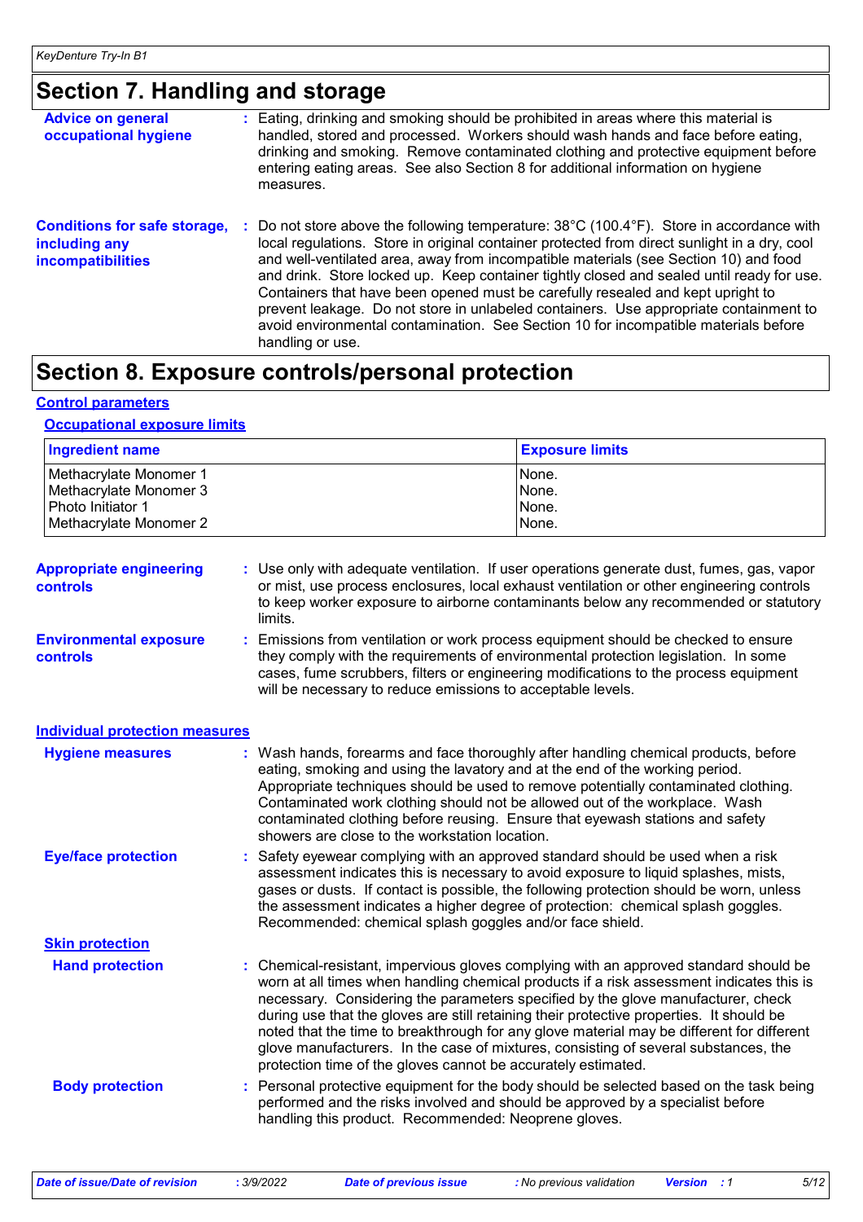# Section 7. Handling and storage

**Advice on general occupational hygiene** : Eating, drinking and smoking should be prohibited in areas where this material is handled, stored and processed. Workers should wash hands and face before eating, drinking and smoking. Remove contaminated clothing and protective equipment before entering eating areas. See also Section 8 for additional information on hygiene measures.

**Conditions for safe storage, including any incompatibilities** : Do not store above the following temperature: 38°C (100.4°F). Store in accordance with local regulations. Store in original container protected from direct sunlight in a dry, cool and well-ventilated area, away from incompatible materials (see Section 10) and food and drink. Store locked up. Keep container tightly closed and sealed until ready for use. Containers that have been opened must be carefully resealed and kept upright to prevent leakage. Do not store in unlabeled containers. Use appropriate containment to avoid environmental contamination. See Section 10 for incompatible materials before handling or use.

# Section 8. Exposure controls/personal protection

## Control parameters

### Occupational exposure limits

| Ingredient name | Exposure limits |
|---|---|
| Methacrylate Monomer 1 | None. |
| Methacrylate Monomer 3 | None. |
| Photo Initiator 1 | None. |
| Methacrylate Monomer 2 | None. |

**Appropriate engineering controls** : Use only with adequate ventilation. If user operations generate dust, fumes, gas, vapor or mist, use process enclosures, local exhaust ventilation or other engineering controls to keep worker exposure to airborne contaminants below any recommended or statutory limits.

**Environmental exposure controls** : Emissions from ventilation or work process equipment should be checked to ensure they comply with the requirements of environmental protection legislation. In some cases, fume scrubbers, filters or engineering modifications to the process equipment will be necessary to reduce emissions to acceptable levels.

## Individual protection measures

**Hygiene measures** : Wash hands, forearms and face thoroughly after handling chemical products, before eating, smoking and using the lavatory and at the end of the working period. Appropriate techniques should be used to remove potentially contaminated clothing. Contaminated work clothing should not be allowed out of the workplace. Wash contaminated clothing before reusing. Ensure that eyewash stations and safety showers are close to the workstation location.

**Eye/face protection** : Safety eyewear complying with an approved standard should be used when a risk assessment indicates this is necessary to avoid exposure to liquid splashes, mists, gases or dusts. If contact is possible, the following protection should be worn, unless the assessment indicates a higher degree of protection: chemical splash goggles. Recommended: chemical splash goggles and/or face shield.

### Skin protection

**Hand protection** : Chemical-resistant, impervious gloves complying with an approved standard should be worn at all times when handling chemical products if a risk assessment indicates this is necessary. Considering the parameters specified by the glove manufacturer, check during use that the gloves are still retaining their protective properties. It should be noted that the time to breakthrough for any glove material may be different for different glove manufacturers. In the case of mixtures, consisting of several substances, the protection time of the gloves cannot be accurately estimated.

**Body protection** : Personal protective equipment for the body should be selected based on the task being performed and the risks involved and should be approved by a specialist before handling this product. Recommended: Neoprene gloves.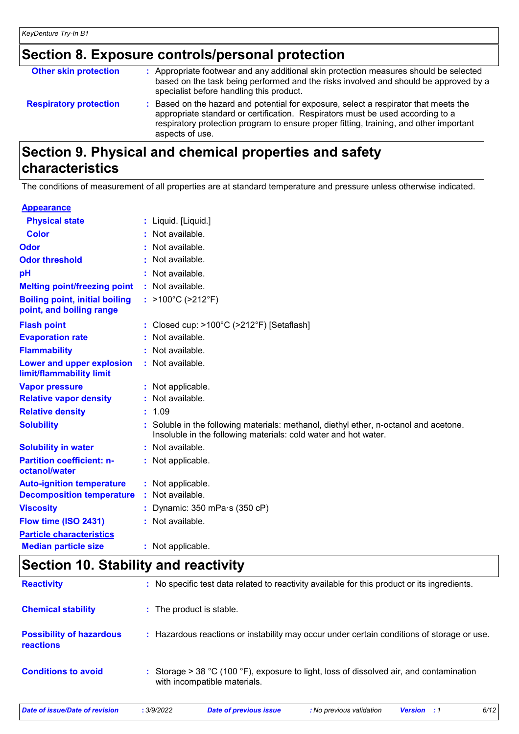## Section 8. Exposure controls/personal protection

| | |
|---|---|
| **Other skin protection** | : Appropriate footwear and any additional skin protection measures should be selected based on the task being performed and the risks involved and should be approved by a specialist before handling this product. |
| **Respiratory protection** | : Based on the hazard and potential for exposure, select a respirator that meets the appropriate standard or certification. Respirators must be used according to a respiratory protection program to ensure proper fitting, training, and other important aspects of use. |

## Section 9. Physical and chemical properties and safety characteristics

The conditions of measurement of all properties are at standard temperature and pressure unless otherwise indicated.

**Appearance**

| | |
|---|---|
| **Physical state** | : Liquid. [Liquid.] |
| **Color** | : Not available. |
| **Odor** | : Not available. |
| **Odor threshold** | : Not available. |
| **pH** | : Not available. |
| **Melting point/freezing point** | : Not available. |
| **Boiling point, initial boiling point, and boiling range** | : >100°C (>212°F) |
| **Flash point** | : Closed cup: >100°C (>212°F) [Setaflash] |
| **Evaporation rate** | : Not available. |
| **Flammability** | : Not available. |
| **Lower and upper explosion limit/flammability limit** | : Not available. |
| **Vapor pressure** | : Not applicable. |
| **Relative vapor density** | : Not available. |
| **Relative density** | : 1.09 |
| **Solubility** | : Soluble in the following materials: methanol, diethyl ether, n-octanol and acetone. Insoluble in the following materials: cold water and hot water. |
| **Solubility in water** | : Not available. |
| **Partition coefficient: n-octanol/water** | : Not applicable. |
| **Auto-ignition temperature** | : Not applicable. |
| **Decomposition temperature** | : Not available. |
| **Viscosity** | : Dynamic: 350 mPa·s (350 cP) |
| **Flow time (ISO 2431)** | : Not available. |

**Particle characteristics**

| | |
|---|---|
| **Median particle size** | : Not applicable. |

## Section 10. Stability and reactivity

| | |
|---|---|
| **Reactivity** | : No specific test data related to reactivity available for this product or its ingredients. |
| **Chemical stability** | : The product is stable. |
| **Possibility of hazardous reactions** | : Hazardous reactions or instability may occur under certain conditions of storage or use. |
| **Conditions to avoid** | : Storage > 38 °C (100 °F), exposure to light, loss of dissolved air, and contamination with incompatible materials. |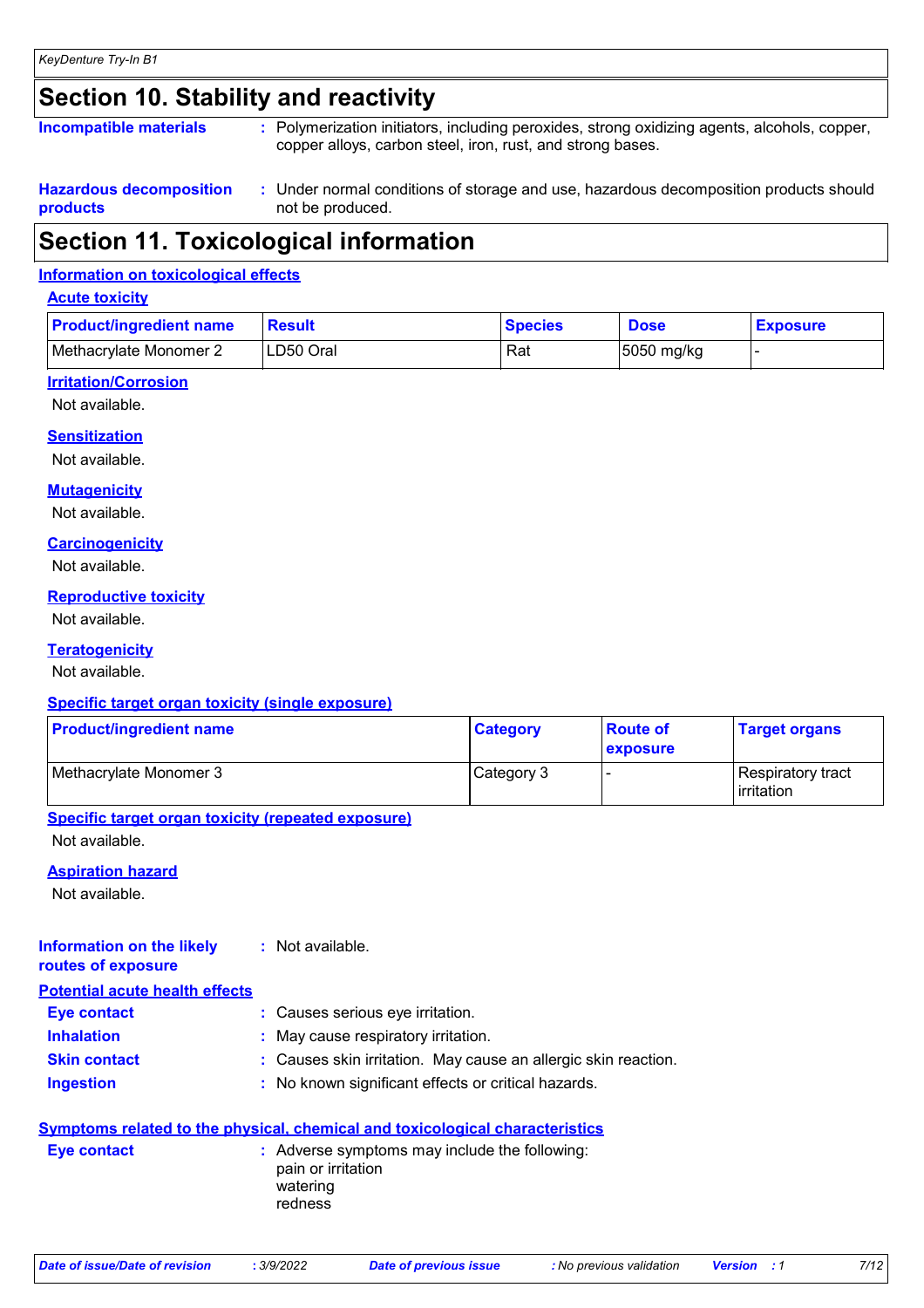## Section 10. Stability and reactivity

**Incompatible materials** : Polymerization initiators, including peroxides, strong oxidizing agents, alcohols, copper, copper alloys, carbon steel, iron, rust, and strong bases.

**Hazardous decomposition products** : Under normal conditions of storage and use, hazardous decomposition products should not be produced.

## Section 11. Toxicological information

### Information on toxicological effects

#### Acute toxicity

| Product/ingredient name | Result | Species | Dose | Exposure |
|---|---|---|---|---|
| Methacrylate Monomer 2 | LD50 Oral | Rat | 5050 mg/kg | - |

#### Irritation/Corrosion

Not available.

#### Sensitization

Not available.

#### Mutagenicity

Not available.

#### Carcinogenicity

Not available.

#### Reproductive toxicity

Not available.

#### Teratogenicity

Not available.

#### Specific target organ toxicity (single exposure)

| Product/ingredient name | Category | Route of exposure | Target organs |
|---|---|---|---|
| Methacrylate Monomer 3 | Category 3 | - | Respiratory tract irritation |

#### Specific target organ toxicity (repeated exposure)

Not available.

#### Aspiration hazard

Not available.

**Information on the likely routes of exposure** : Not available.

### Potential acute health effects

**Eye contact** : Causes serious eye irritation.

**Inhalation** : May cause respiratory irritation.

**Skin contact** : Causes skin irritation. May cause an allergic skin reaction.

**Ingestion** : No known significant effects or critical hazards.

### Symptoms related to the physical, chemical and toxicological characteristics

**Eye contact** : Adverse symptoms may include the following:
pain or irritation
watering
redness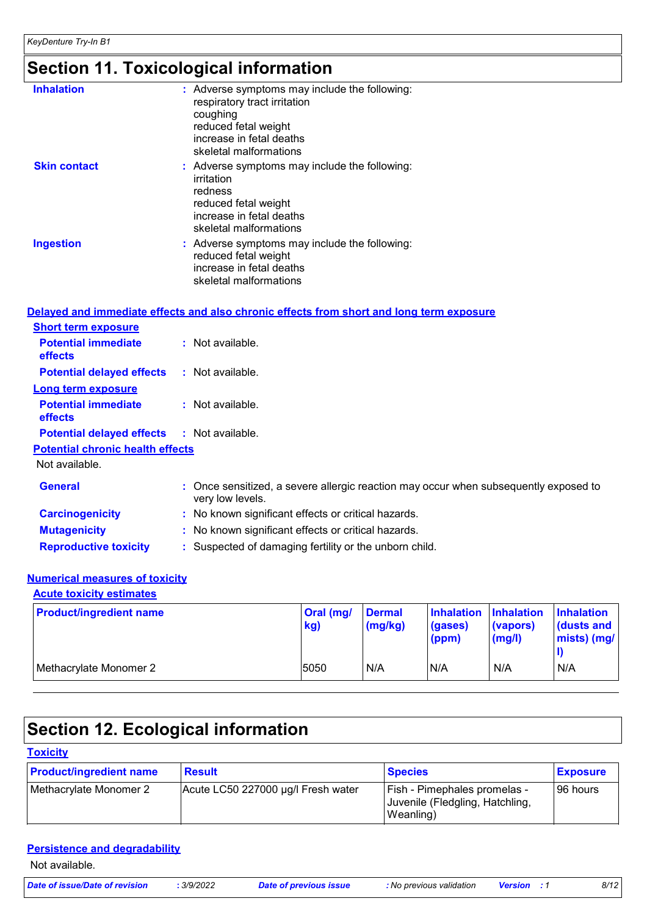# Section 11. Toxicological information

**Inhalation** : Adverse symptoms may include the following:
respiratory tract irritation
coughing
reduced fetal weight
increase in fetal deaths
skeletal malformations

**Skin contact** : Adverse symptoms may include the following:
irritation
redness
reduced fetal weight
increase in fetal deaths
skeletal malformations

**Ingestion** : Adverse symptoms may include the following:
reduced fetal weight
increase in fetal deaths
skeletal malformations

## Delayed and immediate effects and also chronic effects from short and long term exposure

### Short term exposure

**Potential immediate effects** : Not available.

**Potential delayed effects** : Not available.

### Long term exposure

**Potential immediate effects** : Not available.

**Potential delayed effects** : Not available.

### Potential chronic health effects

Not available.

**General** : Once sensitized, a severe allergic reaction may occur when subsequently exposed to very low levels.

**Carcinogenicity** : No known significant effects or critical hazards.

**Mutagenicity** : No known significant effects or critical hazards.

**Reproductive toxicity** : Suspected of damaging fertility or the unborn child.

## Numerical measures of toxicity

### Acute toxicity estimates

| Product/ingredient name | Oral (mg/kg) | Dermal (mg/kg) | Inhalation (gases) (ppm) | Inhalation (vapors) (mg/l) | Inhalation (dusts and mists) (mg/l) |
|---|---|---|---|---|---|
| Methacrylate Monomer 2 | 5050 | N/A | N/A | N/A | N/A |

# Section 12. Ecological information

## Toxicity

| Product/ingredient name | Result | Species | Exposure |
|---|---|---|---|
| Methacrylate Monomer 2 | Acute LC50 227000 µg/l Fresh water | Fish - Pimephales promelas - Juvenile (Fledgling, Hatchling, Weanling) | 96 hours |

## Persistence and degradability

Not available.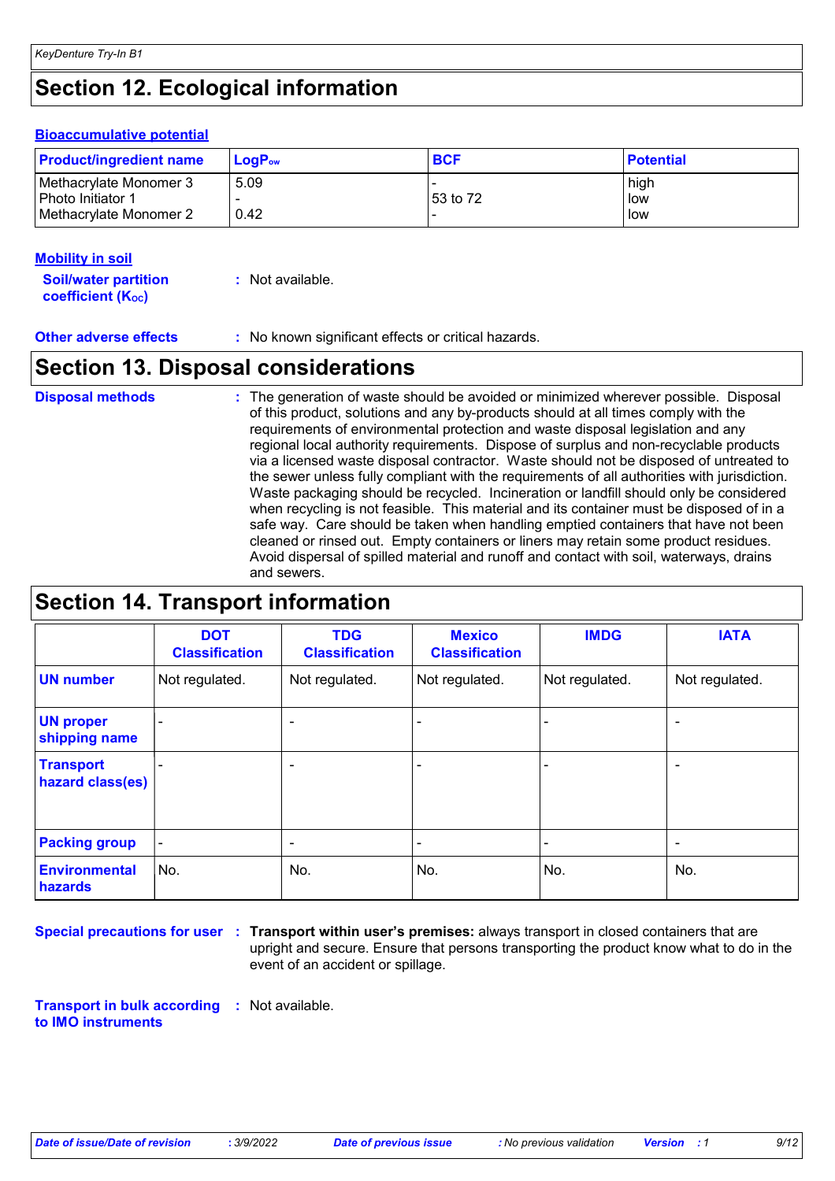## Section 12. Ecological information

### Bioaccumulative potential

| Product/ingredient name | $LogP_{ow}$ | BCF | Potential |
|---|---|---|---|
| Methacrylate Monomer 3 | 5.09 | - | high |
| Photo Initiator 1 | - | 53 to 72 | low |
| Methacrylate Monomer 2 | 0.42 | - | low |

### Mobility in soil

**Soil/water partition coefficient ($K_{OC}$)** : Not available.

**Other adverse effects** : No known significant effects or critical hazards.

## Section 13. Disposal considerations

**Disposal methods** : The generation of waste should be avoided or minimized wherever possible. Disposal of this product, solutions and any by-products should at all times comply with the requirements of environmental protection and waste disposal legislation and any regional local authority requirements. Dispose of surplus and non-recyclable products via a licensed waste disposal contractor. Waste should not be disposed of untreated to the sewer unless fully compliant with the requirements of all authorities with jurisdiction. Waste packaging should be recycled. Incineration or landfill should only be considered when recycling is not feasible. This material and its container must be disposed of in a safe way. Care should be taken when handling emptied containers that have not been cleaned or rinsed out. Empty containers or liners may retain some product residues. Avoid dispersal of spilled material and runoff and contact with soil, waterways, drains and sewers.

## Section 14. Transport information

| | DOT Classification | TDG Classification | Mexico Classification | IMDG | IATA |
|---|---|---|---|---|---|
| **UN number** | Not regulated. | Not regulated. | Not regulated. | Not regulated. | Not regulated. |
| **UN proper shipping name** | - | - | - | - | - |
| **Transport hazard class(es)** | - | - | - | - | - |
| **Packing group** | - | - | - | - | - |
| **Environmental hazards** | No. | No. | No. | No. | No. |

**Special precautions for user** : **Transport within user's premises:** always transport in closed containers that are upright and secure. Ensure that persons transporting the product know what to do in the event of an accident or spillage.

**Transport in bulk according to IMO instruments** : Not available.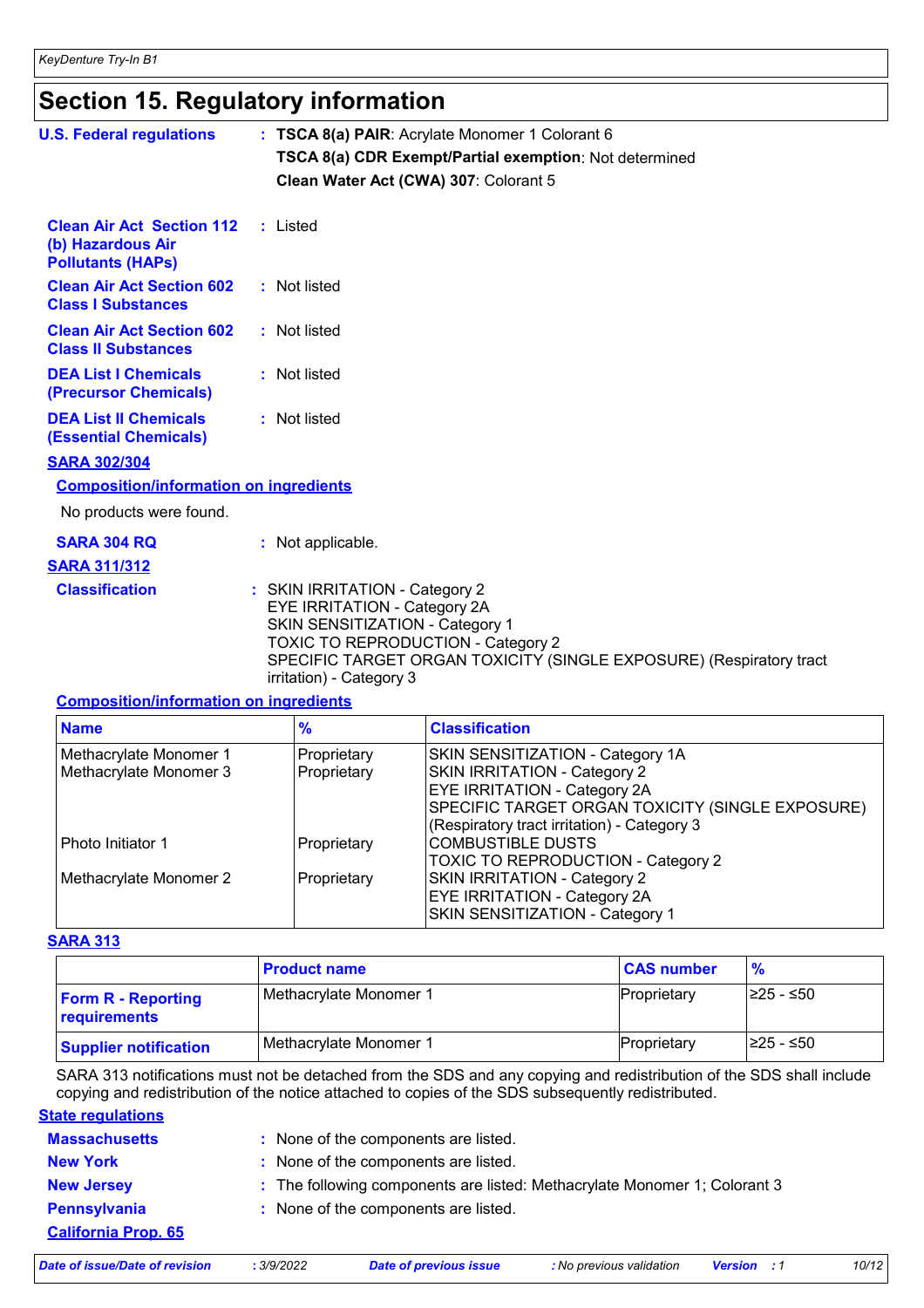# Section 15. Regulatory information

**U.S. Federal regulations** : **TSCA 8(a) PAIR**: Acrylate Monomer 1 Colorant 6

**TSCA 8(a) CDR Exempt/Partial exemption**: Not determined

**Clean Water Act (CWA) 307**: Colorant 5

**Clean Air Act Section 112 (b) Hazardous Air Pollutants (HAPs)** : Listed

**Clean Air Act Section 602 Class I Substances** : Not listed

**Clean Air Act Section 602 Class II Substances** : Not listed

**DEA List I Chemicals (Precursor Chemicals)** : Not listed

**DEA List II Chemicals (Essential Chemicals)** : Not listed

**SARA 302/304**

**Composition/information on ingredients**

No products were found.

**SARA 304 RQ** : Not applicable.

**SARA 311/312**

**Classification** : SKIN IRRITATION - Category 2
EYE IRRITATION - Category 2A
SKIN SENSITIZATION - Category 1
TOXIC TO REPRODUCTION - Category 2
SPECIFIC TARGET ORGAN TOXICITY (SINGLE EXPOSURE) (Respiratory tract irritation) - Category 3

**Composition/information on ingredients**

| Name | % | Classification |
|---|---|---|
| Methacrylate Monomer 1 | Proprietary | SKIN SENSITIZATION - Category 1A |
| Methacrylate Monomer 3 | Proprietary | SKIN IRRITATION - Category 2<br>EYE IRRITATION - Category 2A<br>SPECIFIC TARGET ORGAN TOXICITY (SINGLE EXPOSURE) (Respiratory tract irritation) - Category 3 |
| Photo Initiator 1 | Proprietary | COMBUSTIBLE DUSTS<br>TOXIC TO REPRODUCTION - Category 2 |
| Methacrylate Monomer 2 | Proprietary | SKIN IRRITATION - Category 2<br>EYE IRRITATION - Category 2A<br>SKIN SENSITIZATION - Category 1 |

**SARA 313**

| | Product name | CAS number | % |
|---|---|---|---|
| **Form R - Reporting requirements** | Methacrylate Monomer 1 | Proprietary | ≥25 - ≤50 |
| **Supplier notification** | Methacrylate Monomer 1 | Proprietary | ≥25 - ≤50 |

SARA 313 notifications must not be detached from the SDS and any copying and redistribution of the SDS shall include copying and redistribution of the notice attached to copies of the SDS subsequently redistributed.

**State regulations**

**Massachusetts** : None of the components are listed.

**New York** : None of the components are listed.

**New Jersey** : The following components are listed: Methacrylate Monomer 1; Colorant 3

**Pennsylvania** : None of the components are listed.

**California Prop. 65**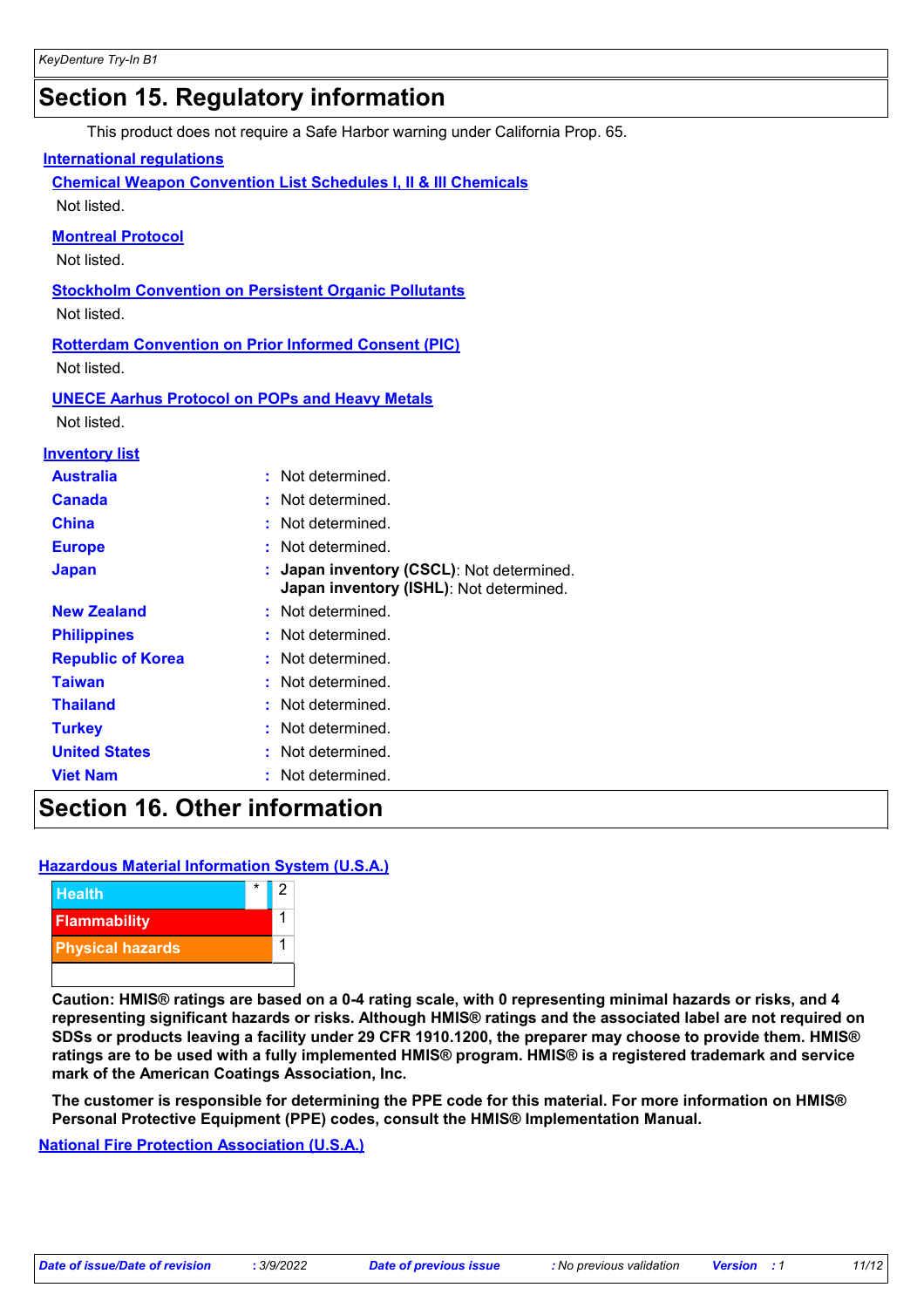## Section 15. Regulatory information

This product does not require a Safe Harbor warning under California Prop. 65.

### International regulations

**Chemical Weapon Convention List Schedules I, II & III Chemicals**

Not listed.

**Montreal Protocol**

Not listed.

**Stockholm Convention on Persistent Organic Pollutants**

Not listed.

**Rotterdam Convention on Prior Informed Consent (PIC)**

Not listed.

**UNECE Aarhus Protocol on POPs and Heavy Metals**

Not listed.

### Inventory list

| | |
|---|---|
| **Australia** | : Not determined. |
| **Canada** | : Not determined. |
| **China** | : Not determined. |
| **Europe** | : Not determined. |
| **Japan** | : **Japan inventory (CSCL)**: Not determined.<br>**Japan inventory (ISHL)**: Not determined. |
| **New Zealand** | : Not determined. |
| **Philippines** | : Not determined. |
| **Republic of Korea** | : Not determined. |
| **Taiwan** | : Not determined. |
| **Thailand** | : Not determined. |
| **Turkey** | : Not determined. |
| **United States** | : Not determined. |
| **Viet Nam** | : Not determined. |

## Section 16. Other information

### Hazardous Material Information System (U.S.A.)

| | | |
|---|---|---|
| Health | * | 2 |
| Flammability | | 1 |
| Physical hazards | | 1 |
| | | |

**Caution: HMIS® ratings are based on a 0-4 rating scale, with 0 representing minimal hazards or risks, and 4 representing significant hazards or risks. Although HMIS® ratings and the associated label are not required on SDSs or products leaving a facility under 29 CFR 1910.1200, the preparer may choose to provide them. HMIS® ratings are to be used with a fully implemented HMIS® program. HMIS® is a registered trademark and service mark of the American Coatings Association, Inc.**

**The customer is responsible for determining the PPE code for this material. For more information on HMIS® Personal Protective Equipment (PPE) codes, consult the HMIS® Implementation Manual.**

### National Fire Protection Association (U.S.A.)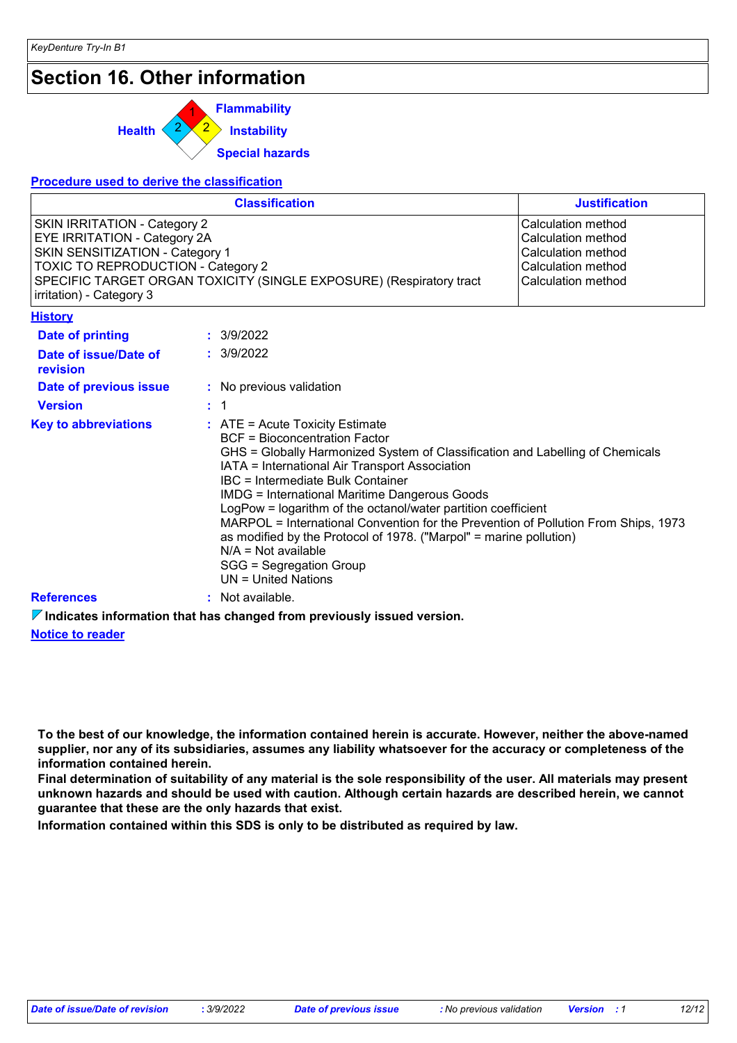# Section 16. Other information

Health 2
Flammability 1
Instability 2
Special hazards

**Procedure used to derive the classification**

| Classification | Justification |
|---|---|
| SKIN IRRITATION - Category 2 | Calculation method |
| EYE IRRITATION - Category 2A | Calculation method |
| SKIN SENSITIZATION - Category 1 | Calculation method |
| TOXIC TO REPRODUCTION - Category 2 | Calculation method |
| SPECIFIC TARGET ORGAN TOXICITY (SINGLE EXPOSURE) (Respiratory tract irritation) - Category 3 | Calculation method |

**History**

**Date of printing** : 3/9/2022

**Date of issue/Date of revision** : 3/9/2022

**Date of previous issue** : No previous validation

**Version** : 1

**Key to abbreviations** : ATE = Acute Toxicity Estimate
BCF = Bioconcentration Factor
GHS = Globally Harmonized System of Classification and Labelling of Chemicals
IATA = International Air Transport Association
IBC = Intermediate Bulk Container
IMDG = International Maritime Dangerous Goods
LogPow = logarithm of the octanol/water partition coefficient
MARPOL = International Convention for the Prevention of Pollution From Ships, 1973 as modified by the Protocol of 1978. ("Marpol" = marine pollution)
N/A = Not available
SGG = Segregation Group
UN = United Nations

**References** : Not available.

**Indicates information that has changed from previously issued version.**

**Notice to reader**

**To the best of our knowledge, the information contained herein is accurate. However, neither the above-named supplier, nor any of its subsidiaries, assumes any liability whatsoever for the accuracy or completeness of the information contained herein.**

**Final determination of suitability of any material is the sole responsibility of the user. All materials may present unknown hazards and should be used with caution. Although certain hazards are described herein, we cannot guarantee that these are the only hazards that exist.**

**Information contained within this SDS is only to be distributed as required by law.**